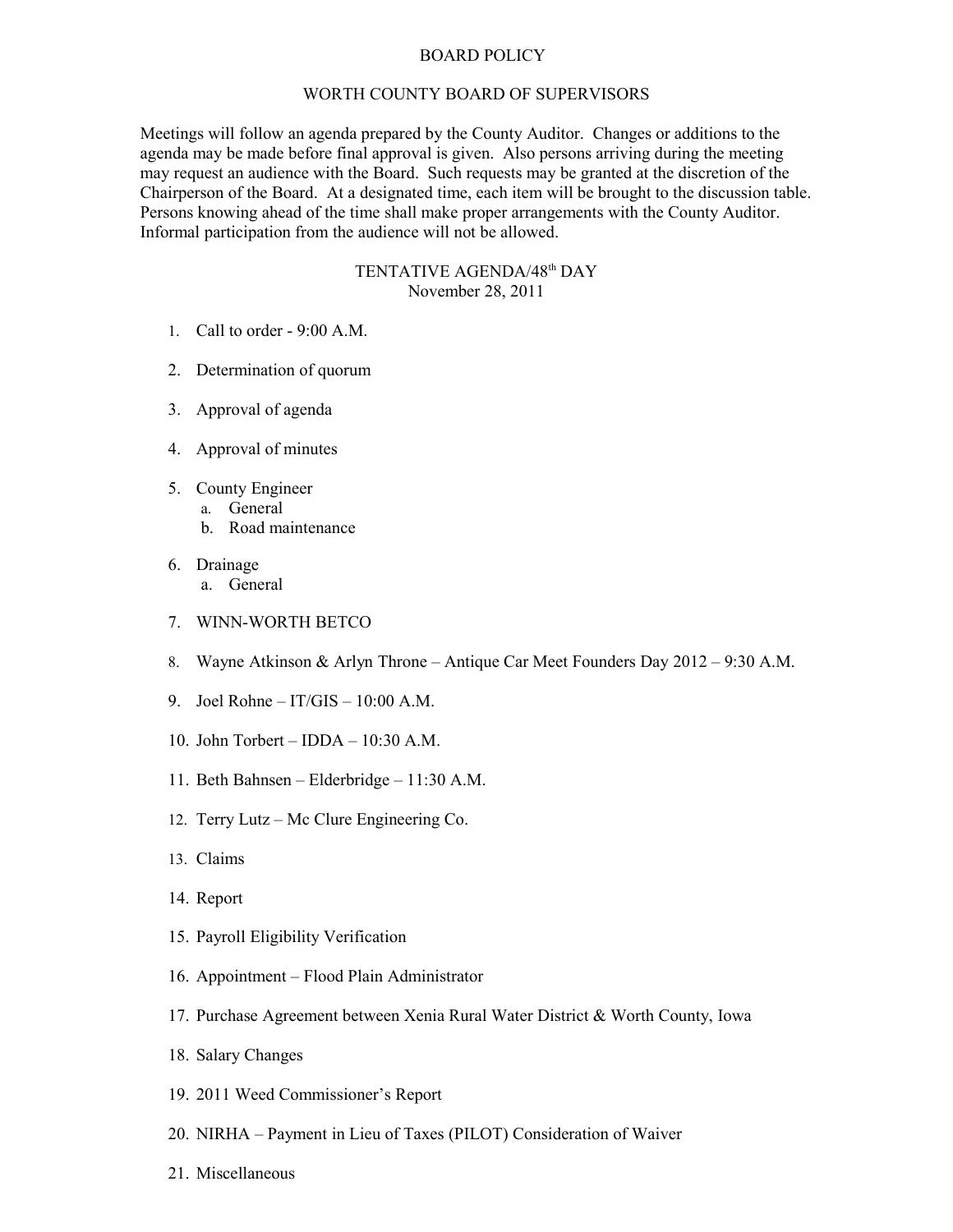# BOARD POLICY

## WORTH COUNTY BOARD OF SUPERVISORS

Meetings will follow an agenda prepared by the County Auditor. Changes or additions to the agenda may be made before final approval is given. Also persons arriving during the meeting may request an audience with the Board. Such requests may be granted at the discretion of the Chairperson of the Board. At a designated time, each item will be brought to the discussion table. Persons knowing ahead of the time shall make proper arrangements with the County Auditor. Informal participation from the audience will not be allowed.

### TENTATIVE AGENDA/48th DAY
November 28, 2011

1. Call to order - 9:00 A.M.
2. Determination of quorum
3. Approval of agenda
4. Approval of minutes
5. County Engineer
   a. General
   b. Road maintenance
6. Drainage
   a. General
7. WINN-WORTH BETCO
8. Wayne Atkinson & Arlyn Throne – Antique Car Meet Founders Day 2012 – 9:30 A.M.
9. Joel Rohne – IT/GIS – 10:00 A.M.
10. John Torbert – IDDA – 10:30 A.M.
11. Beth Bahnsen – Elderbridge – 11:30 A.M.
12. Terry Lutz – Mc Clure Engineering Co.
13. Claims
14. Report
15. Payroll Eligibility Verification
16. Appointment – Flood Plain Administrator
17. Purchase Agreement between Xenia Rural Water District & Worth County, Iowa
18. Salary Changes
19. 2011 Weed Commissioner's Report
20. NIRHA – Payment in Lieu of Taxes (PILOT) Consideration of Waiver
21. Miscellaneous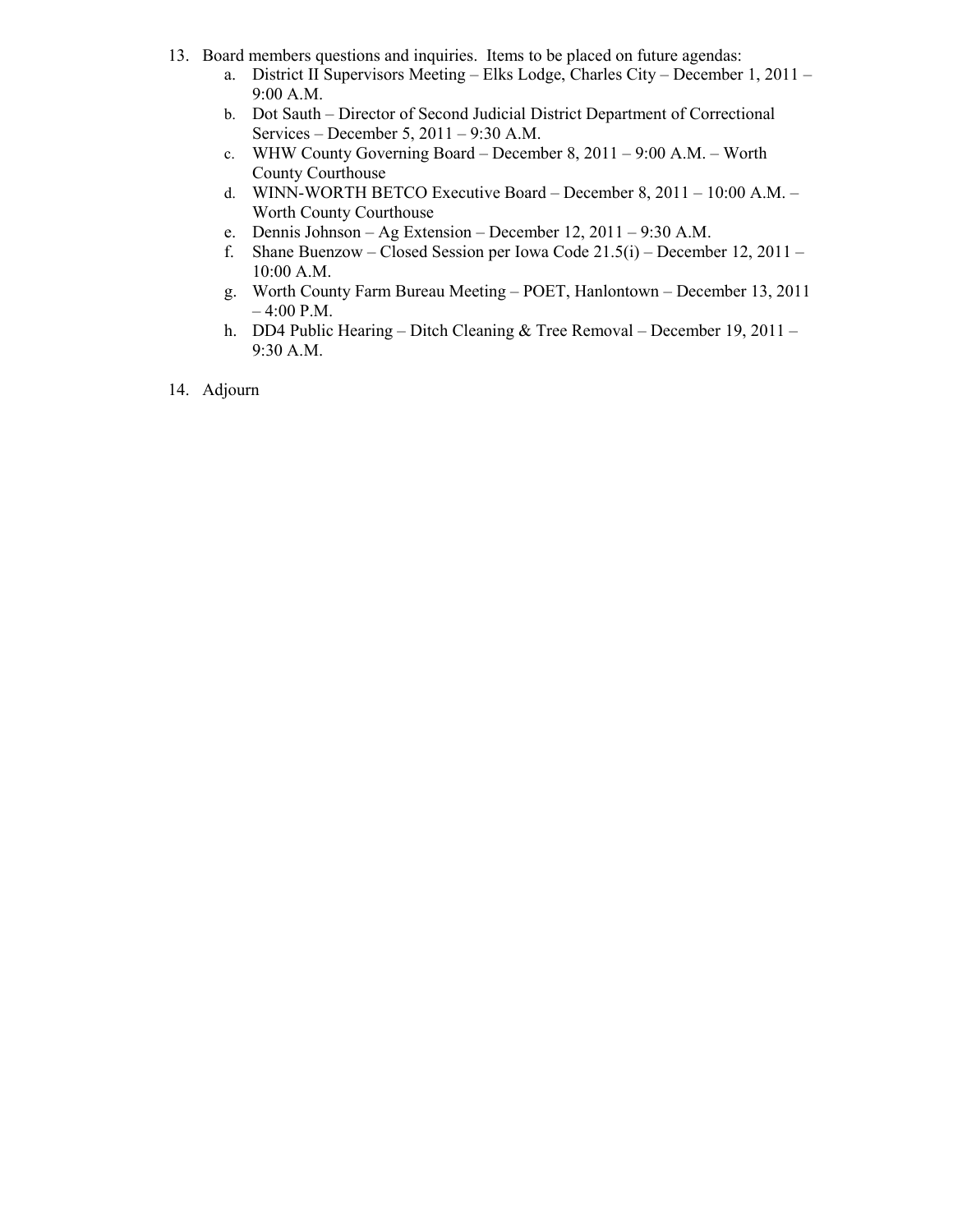13. Board members questions and inquiries. Items to be placed on future agendas:
    a. District II Supervisors Meeting – Elks Lodge, Charles City – December 1, 2011 – 9:00 A.M.
    b. Dot Sauth – Director of Second Judicial District Department of Correctional Services – December 5, 2011 – 9:30 A.M.
    c. WHW County Governing Board – December 8, 2011 – 9:00 A.M. – Worth County Courthouse
    d. WINN-WORTH BETCO Executive Board – December 8, 2011 – 10:00 A.M. – Worth County Courthouse
    e. Dennis Johnson – Ag Extension – December 12, 2011 – 9:30 A.M.
    f. Shane Buenzow – Closed Session per Iowa Code 21.5(i) – December 12, 2011 – 10:00 A.M.
    g. Worth County Farm Bureau Meeting – POET, Hanlontown – December 13, 2011 – 4:00 P.M.
    h. DD4 Public Hearing – Ditch Cleaning & Tree Removal – December 19, 2011 – 9:30 A.M.

14. Adjourn